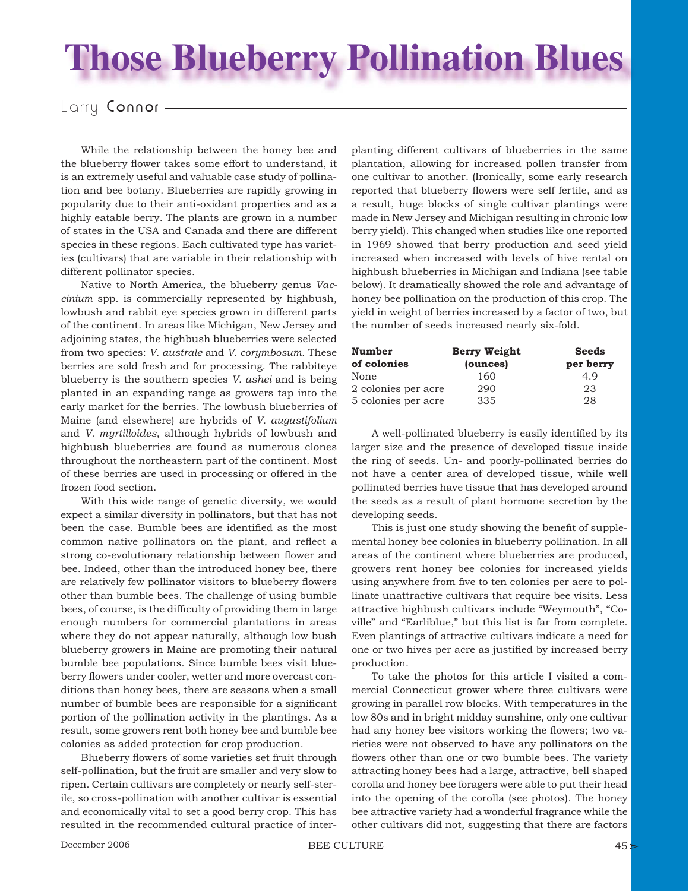# Those Blueberry Pollination Blues

Larry **Connor**

While the relationship between the honey bee and the blueberry flower takes some effort to understand, it is an extremely useful and valuable case study of pollination and bee botany. Blueberries are rapidly growing in popularity due to their anti-oxidant properties and as a highly eatable berry. The plants are grown in a number of states in the USA and Canada and there are different species in these regions. Each cultivated type has varieties (cultivars) that are variable in their relationship with different pollinator species.

Native to North America, the blueberry genus *Vaccinium* spp. is commercially represented by highbush, lowbush and rabbit eye species grown in different parts of the continent. In areas like Michigan, New Jersey and adjoining states, the highbush blueberries were selected from two species: *V. australe* and *V. corymbosum*. These berries are sold fresh and for processing. The rabbiteye blueberry is the southern species *V. ashei* and is being planted in an expanding range as growers tap into the early market for the berries. The lowbush blueberries of Maine (and elsewhere) are hybrids of *V. augustifolium* and *V. myrtilloides*, although hybrids of lowbush and highbush blueberries are found as numerous clones throughout the northeastern part of the continent. Most of these berries are used in processing or offered in the frozen food section.

With this wide range of genetic diversity, we would expect a similar diversity in pollinators, but that has not been the case. Bumble bees are identified as the most common native pollinators on the plant, and reflect a strong co-evolutionary relationship between flower and bee. Indeed, other than the introduced honey bee, there are relatively few pollinator visitors to blueberry flowers other than bumble bees. The challenge of using bumble bees, of course, is the difficulty of providing them in large enough numbers for commercial plantations in areas where they do not appear naturally, although low bush blueberry growers in Maine are promoting their natural bumble bee populations. Since bumble bees visit blueberry flowers under cooler, wetter and more overcast conditions than honey bees, there are seasons when a small number of bumble bees are responsible for a significant portion of the pollination activity in the plantings. As a result, some growers rent both honey bee and bumble bee colonies as added protection for crop production.

Blueberry flowers of some varieties set fruit through self-pollination, but the fruit are smaller and very slow to ripen. Certain cultivars are completely or nearly self-sterile, so cross-pollination with another cultivar is essential and economically vital to set a good berry crop. This has resulted in the recommended cultural practice of interplanting different cultivars of blueberries in the same plantation, allowing for increased pollen transfer from one cultivar to another. (Ironically, some early research reported that blueberry flowers were self fertile, and as a result, huge blocks of single cultivar plantings were made in New Jersey and Michigan resulting in chronic low berry yield). This changed when studies like one reported in 1969 showed that berry production and seed yield increased when increased with levels of hive rental on highbush blueberries in Michigan and Indiana (see table below). It dramatically showed the role and advantage of honey bee pollination on the production of this crop. The yield in weight of berries increased by a factor of two, but the number of seeds increased nearly six-fold.

| Number of colonies | Berry Weight (ounces) | Seeds per berry |
|---|---|---|
| None | 160 | 4.9 |
| 2 colonies per acre | 290 | 23 |
| 5 colonies per acre | 335 | 28 |

A well-pollinated blueberry is easily identified by its larger size and the presence of developed tissue inside the ring of seeds. Un- and poorly-pollinated berries do not have a center area of developed tissue, while well pollinated berries have tissue that has developed around the seeds as a result of plant hormone secretion by the developing seeds.

This is just one study showing the benefit of supplemental honey bee colonies in blueberry pollination. In all areas of the continent where blueberries are produced, growers rent honey bee colonies for increased yields using anywhere from five to ten colonies per acre to pollinate unattractive cultivars that require bee visits. Less attractive highbush cultivars include "Weymouth", "Coville" and "Earliblue," but this list is far from complete. Even plantings of attractive cultivars indicate a need for one or two hives per acre as justified by increased berry production.

To take the photos for this article I visited a commercial Connecticut grower where three cultivars were growing in parallel row blocks. With temperatures in the low 80s and in bright midday sunshine, only one cultivar had any honey bee visitors working the flowers; two varieties were not observed to have any pollinators on the flowers other than one or two bumble bees. The variety attracting honey bees had a large, attractive, bell shaped corolla and honey bee foragers were able to put their head into the opening of the corolla (see photos). The honey bee attractive variety had a wonderful fragrance while the other cultivars did not, suggesting that there are factors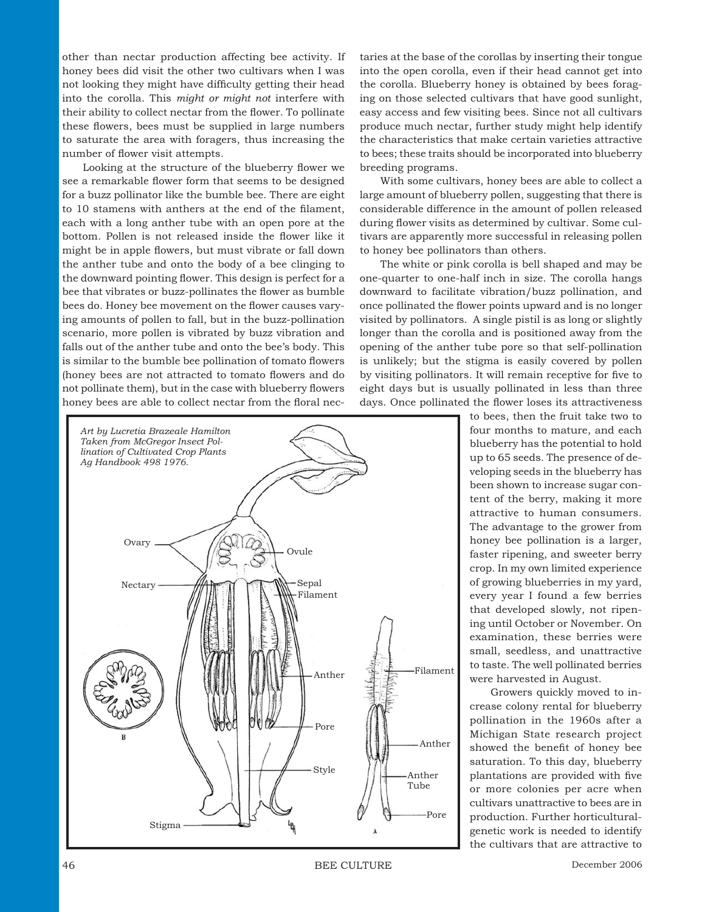other than nectar production affecting bee activity. If honey bees did visit the other two cultivars when I was not looking they might have difficulty getting their head into the corolla. This *might or might not* interfere with their ability to collect nectar from the flower. To pollinate these flowers, bees must be supplied in large numbers to saturate the area with foragers, thus increasing the number of flower visit attempts.

Looking at the structure of the blueberry flower we see a remarkable flower form that seems to be designed for a buzz pollinator like the bumble bee. There are eight to 10 stamens with anthers at the end of the filament, each with a long anther tube with an open pore at the bottom. Pollen is not released inside the flower like it might be in apple flowers, but must vibrate or fall down the anther tube and onto the body of a bee clinging to the downward pointing flower. This design is perfect for a bee that vibrates or buzz-pollinates the flower as bumble bees do. Honey bee movement on the flower causes varying amounts of pollen to fall, but in the buzz-pollination scenario, more pollen is vibrated by buzz vibration and falls out of the anther tube and onto the bee's body. This is similar to the bumble bee pollination of tomato flowers (honey bees are not attracted to tomato flowers and do not pollinate them), but in the case with blueberry flowers honey bees are able to collect nectar from the floral nectaries at the base of the corollas by inserting their tongue into the open corolla, even if their head cannot get into the corolla. Blueberry honey is obtained by bees foraging on those selected cultivars that have good sunlight, easy access and few visiting bees. Since not all cultivars produce much nectar, further study might help identify the characteristics that make certain varieties attractive to bees; these traits should be incorporated into blueberry breeding programs.

With some cultivars, honey bees are able to collect a large amount of blueberry pollen, suggesting that there is considerable difference in the amount of pollen released during flower visits as determined by cultivar. Some cultivars are apparently more successful in releasing pollen to honey bee pollinators than others.

The white or pink corolla is bell shaped and may be one-quarter to one-half inch in size. The corolla hangs downward to facilitate vibration/buzz pollination, and once pollinated the flower points upward and is no longer visited by pollinators. A single pistil is as long or slightly longer than the corolla and is positioned away from the opening of the anther tube pore so that self-pollination is unlikely; but the stigma is easily covered by pollen by visiting pollinators. It will remain receptive for five to eight days but is usually pollinated in less than three days. Once pollinated the flower loses its attractiveness to bees, then the fruit take two to four months to mature, and each blueberry has the potential to hold up to 65 seeds. The presence of developing seeds in the blueberry has been shown to increase sugar content of the berry, making it more attractive to human consumers. The advantage to the grower from honey bee pollination is a larger, faster ripening, and sweeter berry crop. In my own limited experience of growing blueberries in my yard, every year I found a few berries that developed slowly, not ripening until October or November. On examination, these berries were small, seedless, and unattractive to taste. The well pollinated berries were harvested in August.

*Art by Lucretia Brazeale Hamilton Taken from McGregor Insect Pollination of Cultivated Crop Plants Ag Handbook 498 1976.*

Growers quickly moved to increase colony rental for blueberry pollination in the 1960s after a Michigan State research project showed the benefit of honey bee saturation. To this day, blueberry plantations are provided with five or more colonies per acre when cultivars unattractive to bees are in production. Further horticultural-genetic work is needed to identify the cultivars that are attractive to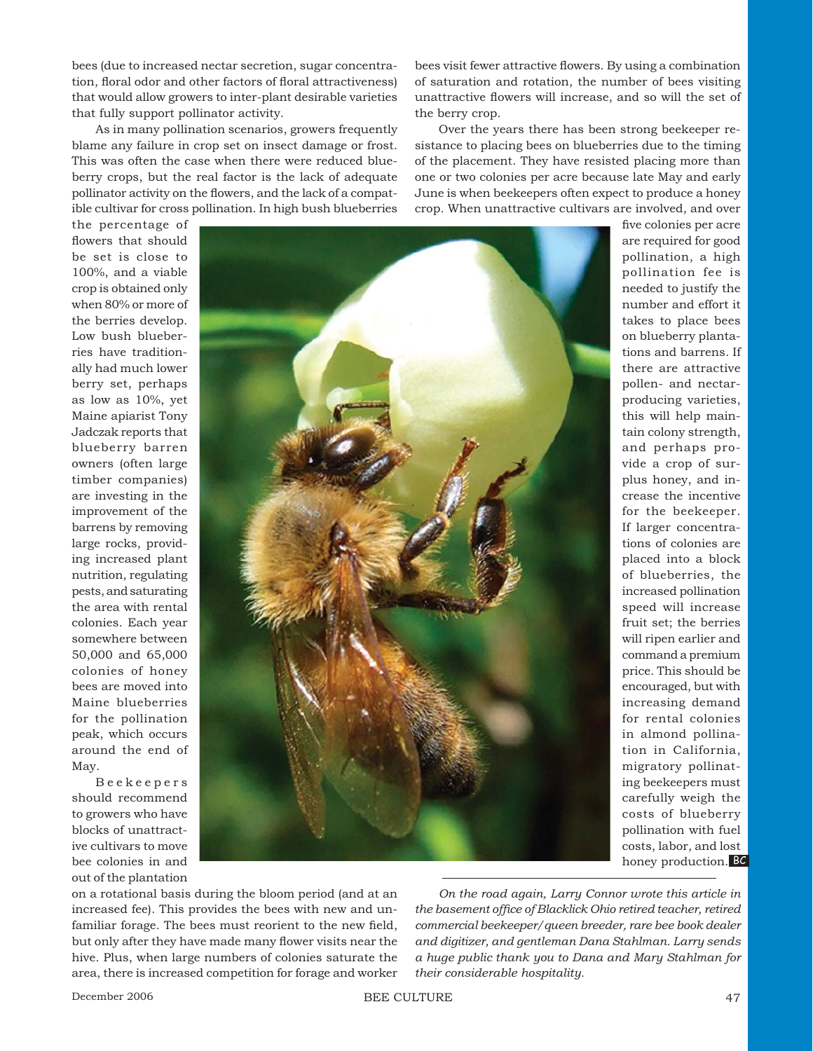bees (due to increased nectar secretion, sugar concentration, floral odor and other factors of floral attractiveness) that would allow growers to inter-plant desirable varieties that fully support pollinator activity.

As in many pollination scenarios, growers frequently blame any failure in crop set on insect damage or frost. This was often the case when there were reduced blueberry crops, but the real factor is the lack of adequate pollinator activity on the flowers, and the lack of a compatible cultivar for cross pollination. In high bush blueberries the percentage of flowers that should be set is close to 100%, and a viable crop is obtained only when 80% or more of the berries develop. Low bush blueberries have traditionally had much lower berry set, perhaps as low as 10%, yet Maine apiarist Tony Jadczak reports that blueberry barren owners (often large timber companies) are investing in the improvement of the barrens by removing large rocks, providing increased plant nutrition, regulating pests, and saturating the area with rental colonies. Each year somewhere between 50,000 and 65,000 colonies of honey bees are moved into Maine blueberries for the pollination peak, which occurs around the end of May.

Beekeepers should recommend to growers who have blocks of unattractive cultivars to move bee colonies in and out of the plantation on a rotational basis during the bloom period (and at an increased fee). This provides the bees with new and unfamiliar forage. The bees must reorient to the new field, but only after they have made many flower visits near the hive. Plus, when large numbers of colonies saturate the area, there is increased competition for forage and worker bees visit fewer attractive flowers. By using a combination of saturation and rotation, the number of bees visiting unattractive flowers will increase, and so will the set of the berry crop.

Over the years there has been strong beekeeper resistance to placing bees on blueberries due to the timing of the placement. They have resisted placing more than one or two colonies per acre because late May and early June is when beekeepers often expect to produce a honey crop. When unattractive cultivars are involved, and over five colonies per acre are required for good pollination, a high pollination fee is needed to justify the number and effort it takes to place bees on blueberry plantations and barrens. If there are attractive pollen- and nectar-producing varieties, this will help maintain colony strength, and perhaps provide a crop of surplus honey, and increase the incentive for the beekeeper. If larger concentrations of colonies are placed into a block of blueberries, the increased pollination speed will increase fruit set; the berries will ripen earlier and command a premium price. This should be encouraged, but with increasing demand for rental colonies in almond pollination in California, migratory pollinating beekeepers must carefully weigh the costs of blueberry pollination with fuel costs, labor, and lost honey production. BC

---

*On the road again, Larry Connor wrote this article in the basement office of Blacklick Ohio retired teacher, retired commercial beekeeper/queen breeder, rare bee book dealer and digitizer, and gentleman Dana Stahlman. Larry sends a huge public thank you to Dana and Mary Stahlman for their considerable hospitality.*